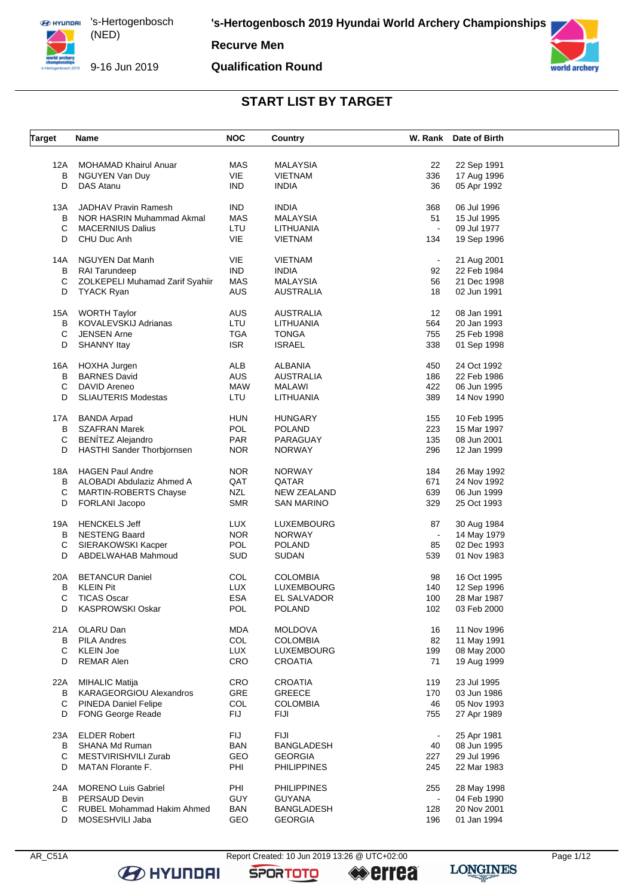# 's-Hertogenbosch 2019 Hyundai World Archery Championships

's-Hertogenbosch (NED)

9-16 Jun 2019

**Recurve Men**

**Qualification Round**

## START LIST BY TARGET

| Target | Name | NOC | Country | W. Rank | Date of Birth |
|---|---|---|---|---|---|
| 12A | MOHAMAD Khairul Anuar | MAS | MALAYSIA | 22 | 22 Sep 1991 |
| B | NGUYEN Van Duy | VIE | VIETNAM | 336 | 17 Aug 1996 |
| D | DAS Atanu | IND | INDIA | 36 | 05 Apr 1992 |
| 13A | JADHAV Pravin Ramesh | IND | INDIA | 368 | 06 Jul 1996 |
| B | NOR HASRIN Muhammad Akmal | MAS | MALAYSIA | 51 | 15 Jul 1995 |
| C | MACERNIUS Dalius | LTU | LITHUANIA | - | 09 Jul 1977 |
| D | CHU Duc Anh | VIE | VIETNAM | 134 | 19 Sep 1996 |
| 14A | NGUYEN Dat Manh | VIE | VIETNAM | - | 21 Aug 2001 |
| B | RAI Tarundeep | IND | INDIA | 92 | 22 Feb 1984 |
| C | ZOLKEPELI Muhamad Zarif Syahiir | MAS | MALAYSIA | 56 | 21 Dec 1998 |
| D | TYACK Ryan | AUS | AUSTRALIA | 18 | 02 Jun 1991 |
| 15A | WORTH Taylor | AUS | AUSTRALIA | 12 | 08 Jan 1991 |
| B | KOVALEVSKIJ Adrianas | LTU | LITHUANIA | 564 | 20 Jan 1993 |
| C | JENSEN Arne | TGA | TONGA | 755 | 25 Feb 1998 |
| D | SHANNY Itay | ISR | ISRAEL | 338 | 01 Sep 1998 |
| 16A | HOXHA Jurgen | ALB | ALBANIA | 450 | 24 Oct 1992 |
| B | BARNES David | AUS | AUSTRALIA | 186 | 22 Feb 1986 |
| C | DAVID Areneo | MAW | MALAWI | 422 | 06 Jun 1995 |
| D | SLIAUTERIS Modestas | LTU | LITHUANIA | 389 | 14 Nov 1990 |
| 17A | BANDA Arpad | HUN | HUNGARY | 155 | 10 Feb 1995 |
| B | SZAFRAN Marek | POL | POLAND | 223 | 15 Mar 1997 |
| C | BENÍTEZ Alejandro | PAR | PARAGUAY | 135 | 08 Jun 2001 |
| D | HASTHI Sander Thorbjornsen | NOR | NORWAY | 296 | 12 Jan 1999 |
| 18A | HAGEN Paul Andre | NOR | NORWAY | 184 | 26 May 1992 |
| B | ALOBADI Abdulaziz Ahmed A | QAT | QATAR | 671 | 24 Nov 1992 |
| C | MARTIN-ROBERTS Chayse | NZL | NEW ZEALAND | 639 | 06 Jun 1999 |
| D | FORLANI Jacopo | SMR | SAN MARINO | 329 | 25 Oct 1993 |
| 19A | HENCKELS Jeff | LUX | LUXEMBOURG | 87 | 30 Aug 1984 |
| B | NESTENG Baard | NOR | NORWAY | - | 14 May 1979 |
| C | SIERAKOWSKI Kacper | POL | POLAND | 85 | 02 Dec 1993 |
| D | ABDELWAHAB Mahmoud | SUD | SUDAN | 539 | 01 Nov 1983 |
| 20A | BETANCUR Daniel | COL | COLOMBIA | 98 | 16 Oct 1995 |
| B | KLEIN Pit | LUX | LUXEMBOURG | 140 | 12 Sep 1996 |
| C | TICAS Oscar | ESA | EL SALVADOR | 100 | 28 Mar 1987 |
| D | KASPROWSKI Oskar | POL | POLAND | 102 | 03 Feb 2000 |
| 21A | OLARU Dan | MDA | MOLDOVA | 16 | 11 Nov 1996 |
| B | PILA Andres | COL | COLOMBIA | 82 | 11 May 1991 |
| C | KLEIN Joe | LUX | LUXEMBOURG | 199 | 08 May 2000 |
| D | REMAR Alen | CRO | CROATIA | 71 | 19 Aug 1999 |
| 22A | MIHALIC Matija | CRO | CROATIA | 119 | 23 Jul 1995 |
| B | KARAGEORGIOU Alexandros | GRE | GREECE | 170 | 03 Jun 1986 |
| C | PINEDA Daniel Felipe | COL | COLOMBIA | 46 | 05 Nov 1993 |
| D | FONG George Reade | FIJ | FIJI | 755 | 27 Apr 1989 |
| 23A | ELDER Robert | FIJ | FIJI | - | 25 Apr 1981 |
| B | SHANA Md Ruman | BAN | BANGLADESH | 40 | 08 Jun 1995 |
| C | MESTVIRISHVILI Zurab | GEO | GEORGIA | 227 | 29 Jul 1996 |
| D | MATAN Florante F. | PHI | PHILIPPINES | 245 | 22 Mar 1983 |
| 24A | MORENO Luis Gabriel | PHI | PHILIPPINES | 255 | 28 May 1998 |
| B | PERSAUD Devin | GUY | GUYANA | - | 04 Feb 1990 |
| C | RUBEL Mohammad Hakim Ahmed | BAN | BANGLADESH | 128 | 20 Nov 2001 |
| D | MOSESHVILI Jaba | GEO | GEORGIA | 196 | 01 Jan 1994 |

AR_C51A Report Created: 10 Jun 2019 13:26 @ UTC+02:00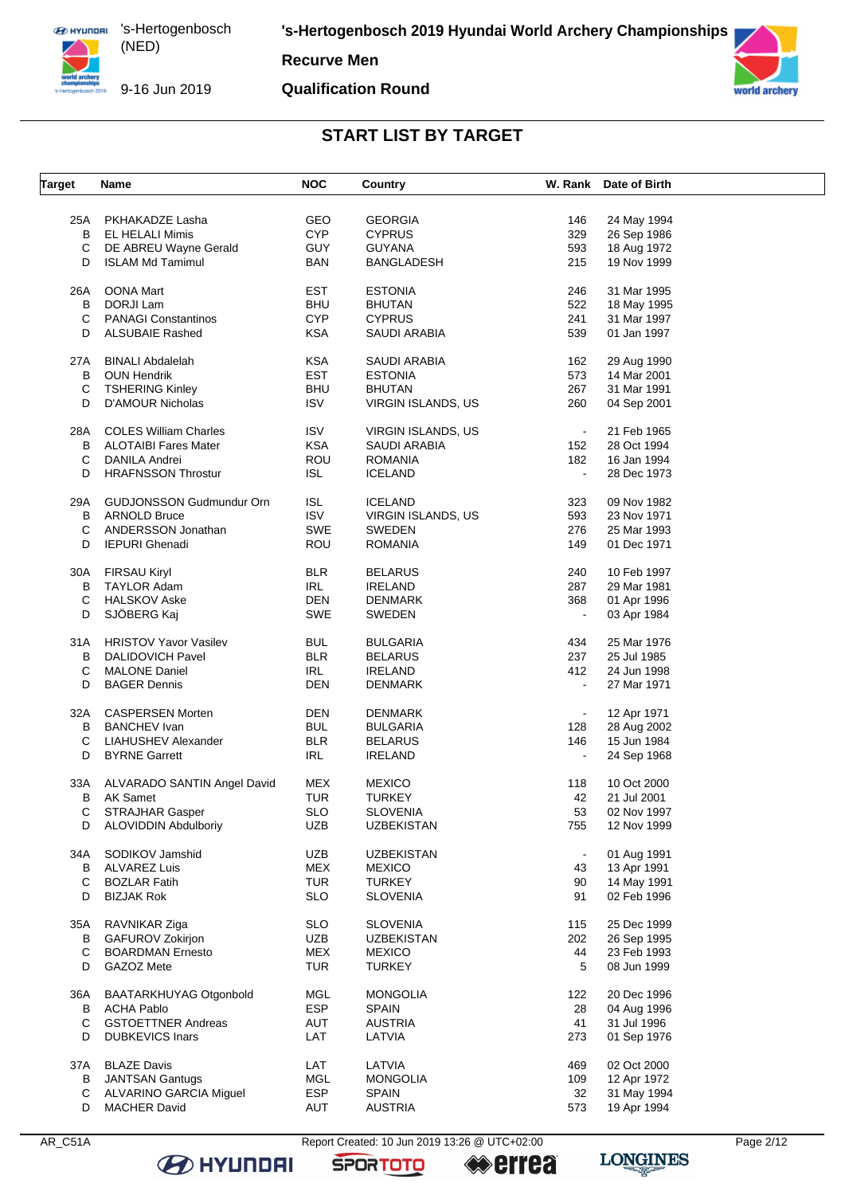## START LIST BY TARGET

| Target | Name | NOC | Country | W. Rank | Date of Birth |
|---|---|---|---|---|---|
| 25A | PKHAKADZE Lasha | GEO | GEORGIA | 146 | 24 May 1994 |
| B | EL HELALI Mimis | CYP | CYPRUS | 329 | 26 Sep 1986 |
| C | DE ABREU Wayne Gerald | GUY | GUYANA | 593 | 18 Aug 1972 |
| D | ISLAM Md Tamimul | BAN | BANGLADESH | 215 | 19 Nov 1999 |
| 26A | OONA Mart | EST | ESTONIA | 246 | 31 Mar 1995 |
| B | DORJI Lam | BHU | BHUTAN | 522 | 18 May 1995 |
| C | PANAGI Constantinos | CYP | CYPRUS | 241 | 31 Mar 1997 |
| D | ALSUBAIE Rashed | KSA | SAUDI ARABIA | 539 | 01 Jan 1997 |
| 27A | BINALI Abdalelah | KSA | SAUDI ARABIA | 162 | 29 Aug 1990 |
| B | OUN Hendrik | EST | ESTONIA | 573 | 14 Mar 2001 |
| C | TSHERING Kinley | BHU | BHUTAN | 267 | 31 Mar 1991 |
| D | D'AMOUR Nicholas | ISV | VIRGIN ISLANDS, US | 260 | 04 Sep 2001 |
| 28A | COLES William Charles | ISV | VIRGIN ISLANDS, US | - | 21 Feb 1965 |
| B | ALOTAIBI Fares Mater | KSA | SAUDI ARABIA | 152 | 28 Oct 1994 |
| C | DANILA Andrei | ROU | ROMANIA | 182 | 16 Jan 1994 |
| D | HRAFNSSON Throstur | ISL | ICELAND | - | 28 Dec 1973 |
| 29A | GUDJONSSON Gudmundur Orn | ISL | ICELAND | 323 | 09 Nov 1982 |
| B | ARNOLD Bruce | ISV | VIRGIN ISLANDS, US | 593 | 23 Nov 1971 |
| C | ANDERSSON Jonathan | SWE | SWEDEN | 276 | 25 Mar 1993 |
| D | IEPURI Ghenadi | ROU | ROMANIA | 149 | 01 Dec 1971 |
| 30A | FIRSAU Kiryl | BLR | BELARUS | 240 | 10 Feb 1997 |
| B | TAYLOR Adam | IRL | IRELAND | 287 | 29 Mar 1981 |
| C | HALSKOV Aske | DEN | DENMARK | 368 | 01 Apr 1996 |
| D | SJÖBERG Kaj | SWE | SWEDEN | - | 03 Apr 1984 |
| 31A | HRISTOV Yavor Vasilev | BUL | BULGARIA | 434 | 25 Mar 1976 |
| B | DALIDOVICH Pavel | BLR | BELARUS | 237 | 25 Jul 1985 |
| C | MALONE Daniel | IRL | IRELAND | 412 | 24 Jun 1998 |
| D | BAGER Dennis | DEN | DENMARK | - | 27 Mar 1971 |
| 32A | CASPERSEN Morten | DEN | DENMARK | - | 12 Apr 1971 |
| B | BANCHEV Ivan | BUL | BULGARIA | 128 | 28 Aug 2002 |
| C | LIAHUSHEV Alexander | BLR | BELARUS | 146 | 15 Jun 1984 |
| D | BYRNE Garrett | IRL | IRELAND | - | 24 Sep 1968 |
| 33A | ALVARADO SANTIN Angel David | MEX | MEXICO | 118 | 10 Oct 2000 |
| B | AK Samet | TUR | TURKEY | 42 | 21 Jul 2001 |
| C | STRAJHAR Gasper | SLO | SLOVENIA | 53 | 02 Nov 1997 |
| D | ALOVIDDIN Abdulboriy | UZB | UZBEKISTAN | 755 | 12 Nov 1999 |
| 34A | SODIKOV Jamshid | UZB | UZBEKISTAN | - | 01 Aug 1991 |
| B | ALVAREZ Luis | MEX | MEXICO | 43 | 13 Apr 1991 |
| C | BOZLAR Fatih | TUR | TURKEY | 90 | 14 May 1991 |
| D | BIZJAK Rok | SLO | SLOVENIA | 91 | 02 Feb 1996 |
| 35A | RAVNIKAR Ziga | SLO | SLOVENIA | 115 | 25 Dec 1999 |
| B | GAFUROV Zokirjon | UZB | UZBEKISTAN | 202 | 26 Sep 1995 |
| C | BOARDMAN Ernesto | MEX | MEXICO | 44 | 23 Feb 1993 |
| D | GAZOZ Mete | TUR | TURKEY | 5 | 08 Jun 1999 |
| 36A | BAATARKHUYAG Otgonbold | MGL | MONGOLIA | 122 | 20 Dec 1996 |
| B | ACHA Pablo | ESP | SPAIN | 28 | 04 Aug 1996 |
| C | GSTOETTNER Andreas | AUT | AUSTRIA | 41 | 31 Jul 1996 |
| D | DUBKEVICS Inars | LAT | LATVIA | 273 | 01 Sep 1976 |
| 37A | BLAZE Davis | LAT | LATVIA | 469 | 02 Oct 2000 |
| B | JANTSAN Gantugs | MGL | MONGOLIA | 109 | 12 Apr 1972 |
| C | ALVARINO GARCIA Miguel | ESP | SPAIN | 32 | 31 May 1994 |
| D | MACHER David | AUT | AUSTRIA | 573 | 19 Apr 1994 |

AR_C51A Report Created: 10 Jun 2019 13:26 @ UTC+02:00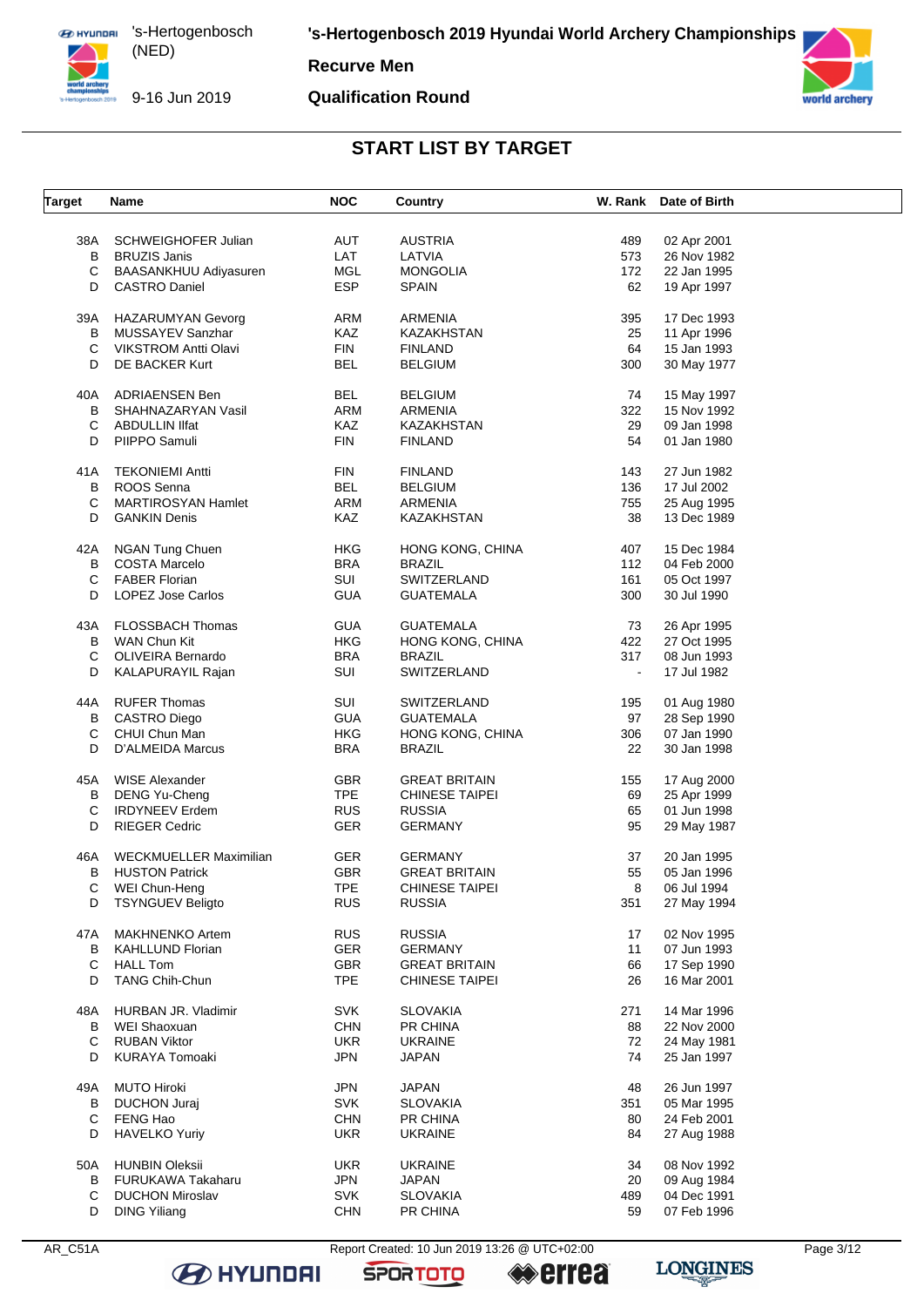# 's-Hertogenbosch 2019 Hyundai World Archery Championships

**Recurve Men**

**Qualification Round**

's-Hertogenbosch (NED)

9-16 Jun 2019

## START LIST BY TARGET

| Target | Name | NOC | Country | W. Rank | Date of Birth |
|---|---|---|---|---|---|
| 38A | SCHWEIGHOFER Julian | AUT | AUSTRIA | 489 | 02 Apr 2001 |
| B | BRUZIS Janis | LAT | LATVIA | 573 | 26 Nov 1982 |
| C | BAASANKHUU Adiyasuren | MGL | MONGOLIA | 172 | 22 Jan 1995 |
| D | CASTRO Daniel | ESP | SPAIN | 62 | 19 Apr 1997 |
| 39A | HAZARUMYAN Gevorg | ARM | ARMENIA | 395 | 17 Dec 1993 |
| B | MUSSAYEV Sanzhar | KAZ | KAZAKHSTAN | 25 | 11 Apr 1996 |
| C | VIKSTROM Antti Olavi | FIN | FINLAND | 64 | 15 Jan 1993 |
| D | DE BACKER Kurt | BEL | BELGIUM | 300 | 30 May 1977 |
| 40A | ADRIAENSEN Ben | BEL | BELGIUM | 74 | 15 May 1997 |
| B | SHAHNAZARYAN Vasil | ARM | ARMENIA | 322 | 15 Nov 1992 |
| C | ABDULLIN Ilfat | KAZ | KAZAKHSTAN | 29 | 09 Jan 1998 |
| D | PIIPPO Samuli | FIN | FINLAND | 54 | 01 Jan 1980 |
| 41A | TEKONIEMI Antti | FIN | FINLAND | 143 | 27 Jun 1982 |
| B | ROOS Senna | BEL | BELGIUM | 136 | 17 Jul 2002 |
| C | MARTIROSYAN Hamlet | ARM | ARMENIA | 755 | 25 Aug 1995 |
| D | GANKIN Denis | KAZ | KAZAKHSTAN | 38 | 13 Dec 1989 |
| 42A | NGAN Tung Chuen | HKG | HONG KONG, CHINA | 407 | 15 Dec 1984 |
| B | COSTA Marcelo | BRA | BRAZIL | 112 | 04 Feb 2000 |
| C | FABER Florian | SUI | SWITZERLAND | 161 | 05 Oct 1997 |
| D | LOPEZ Jose Carlos | GUA | GUATEMALA | 300 | 30 Jul 1990 |
| 43A | FLOSSBACH Thomas | GUA | GUATEMALA | 73 | 26 Apr 1995 |
| B | WAN Chun Kit | HKG | HONG KONG, CHINA | 422 | 27 Oct 1995 |
| C | OLIVEIRA Bernardo | BRA | BRAZIL | 317 | 08 Jun 1993 |
| D | KALAPURAYIL Rajan | SUI | SWITZERLAND | - | 17 Jul 1982 |
| 44A | RUFER Thomas | SUI | SWITZERLAND | 195 | 01 Aug 1980 |
| B | CASTRO Diego | GUA | GUATEMALA | 97 | 28 Sep 1990 |
| C | CHUI Chun Man | HKG | HONG KONG, CHINA | 306 | 07 Jan 1990 |
| D | D'ALMEIDA Marcus | BRA | BRAZIL | 22 | 30 Jan 1998 |
| 45A | WISE Alexander | GBR | GREAT BRITAIN | 155 | 17 Aug 2000 |
| B | DENG Yu-Cheng | TPE | CHINESE TAIPEI | 69 | 25 Apr 1999 |
| C | IRDYNEEV Erdem | RUS | RUSSIA | 65 | 01 Jun 1998 |
| D | RIEGER Cedric | GER | GERMANY | 95 | 29 May 1987 |
| 46A | WECKMUELLER Maximilian | GER | GERMANY | 37 | 20 Jan 1995 |
| B | HUSTON Patrick | GBR | GREAT BRITAIN | 55 | 05 Jan 1996 |
| C | WEI Chun-Heng | TPE | CHINESE TAIPEI | 8 | 06 Jul 1994 |
| D | TSYNGUEV Beligto | RUS | RUSSIA | 351 | 27 May 1994 |
| 47A | MAKHNENKO Artem | RUS | RUSSIA | 17 | 02 Nov 1995 |
| B | KAHLLUND Florian | GER | GERMANY | 11 | 07 Jun 1993 |
| C | HALL Tom | GBR | GREAT BRITAIN | 66 | 17 Sep 1990 |
| D | TANG Chih-Chun | TPE | CHINESE TAIPEI | 26 | 16 Mar 2001 |
| 48A | HURBAN JR. Vladimir | SVK | SLOVAKIA | 271 | 14 Mar 1996 |
| B | WEI Shaoxuan | CHN | PR CHINA | 88 | 22 Nov 2000 |
| C | RUBAN Viktor | UKR | UKRAINE | 72 | 24 May 1981 |
| D | KURAYA Tomoaki | JPN | JAPAN | 74 | 25 Jan 1997 |
| 49A | MUTO Hiroki | JPN | JAPAN | 48 | 26 Jun 1997 |
| B | DUCHON Juraj | SVK | SLOVAKIA | 351 | 05 Mar 1995 |
| C | FENG Hao | CHN | PR CHINA | 80 | 24 Feb 2001 |
| D | HAVELKO Yuriy | UKR | UKRAINE | 84 | 27 Aug 1988 |
| 50A | HUNBIN Oleksii | UKR | UKRAINE | 34 | 08 Nov 1992 |
| B | FURUKAWA Takaharu | JPN | JAPAN | 20 | 09 Aug 1984 |
| C | DUCHON Miroslav | SVK | SLOVAKIA | 489 | 04 Dec 1991 |
| D | DING Yiliang | CHN | PR CHINA | 59 | 07 Feb 1996 |

AR_C51A Report Created: 10 Jun 2019 13:26 @ UTC+02:00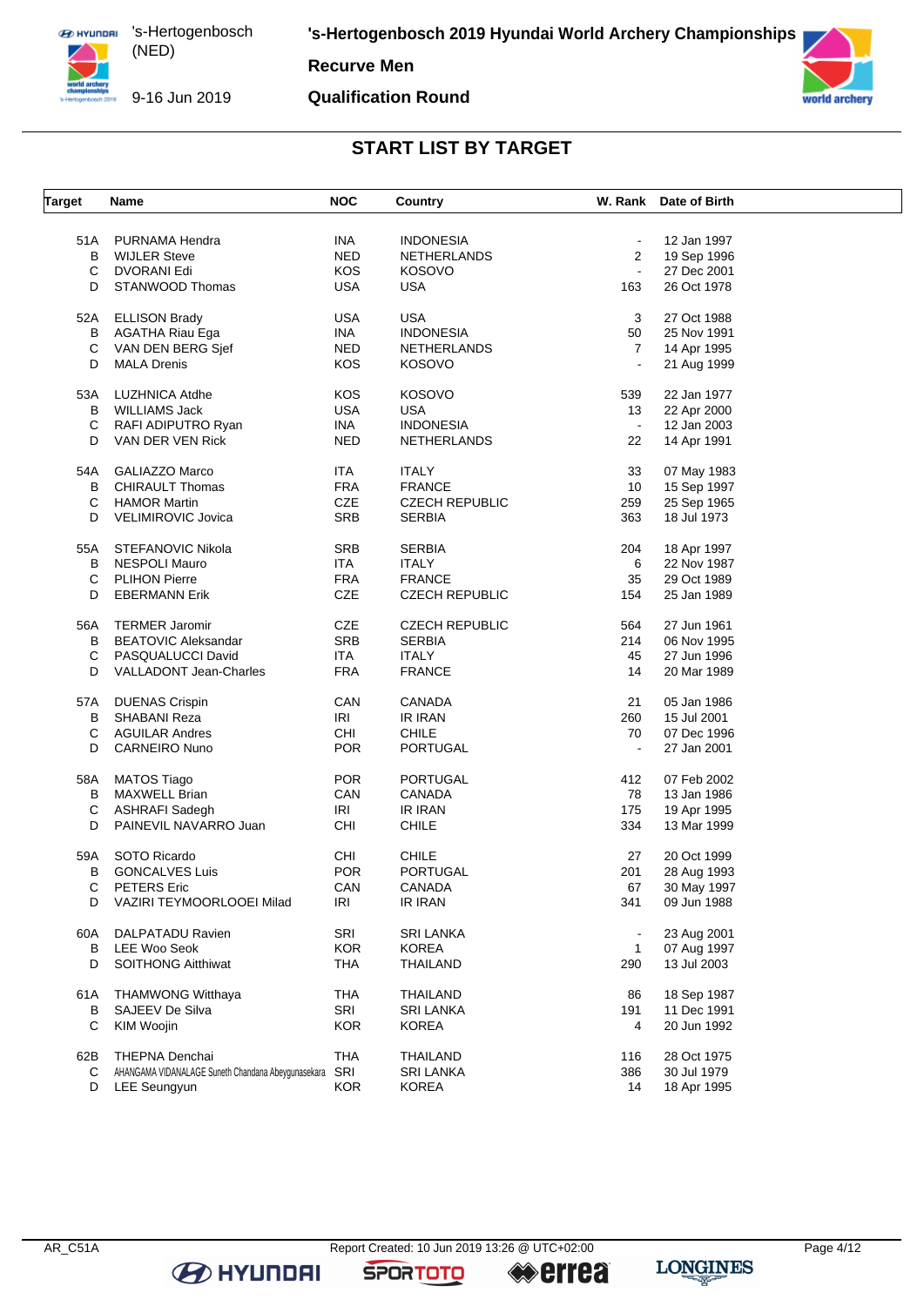# 's-Hertogenbosch 2019 Hyundai World Archery Championships

**Recurve Men**

**Qualification Round**

's-Hertogenbosch (NED)

9-16 Jun 2019

## START LIST BY TARGET

| Target | Name | NOC | Country | W. Rank | Date of Birth |
|---|---|---|---|---|---|
| 51A | PURNAMA Hendra | INA | INDONESIA | - | 12 Jan 1997 |
| B | WIJLER Steve | NED | NETHERLANDS | 2 | 19 Sep 1996 |
| C | DVORANI Edi | KOS | KOSOVO | - | 27 Dec 2001 |
| D | STANWOOD Thomas | USA | USA | 163 | 26 Oct 1978 |
| 52A | ELLISON Brady | USA | USA | 3 | 27 Oct 1988 |
| B | AGATHA Riau Ega | INA | INDONESIA | 50 | 25 Nov 1991 |
| C | VAN DEN BERG Sjef | NED | NETHERLANDS | 7 | 14 Apr 1995 |
| D | MALA Drenis | KOS | KOSOVO | - | 21 Aug 1999 |
| 53A | LUZHNICA Atdhe | KOS | KOSOVO | 539 | 22 Jan 1977 |
| B | WILLIAMS Jack | USA | USA | 13 | 22 Apr 2000 |
| C | RAFI ADIPUTRO Ryan | INA | INDONESIA | - | 12 Jan 2003 |
| D | VAN DER VEN Rick | NED | NETHERLANDS | 22 | 14 Apr 1991 |
| 54A | GALIAZZO Marco | ITA | ITALY | 33 | 07 May 1983 |
| B | CHIRAULT Thomas | FRA | FRANCE | 10 | 15 Sep 1997 |
| C | HAMOR Martin | CZE | CZECH REPUBLIC | 259 | 25 Sep 1965 |
| D | VELIMIROVIC Jovica | SRB | SERBIA | 363 | 18 Jul 1973 |
| 55A | STEFANOVIC Nikola | SRB | SERBIA | 204 | 18 Apr 1997 |
| B | NESPOLI Mauro | ITA | ITALY | 6 | 22 Nov 1987 |
| C | PLIHON Pierre | FRA | FRANCE | 35 | 29 Oct 1989 |
| D | EBERMANN Erik | CZE | CZECH REPUBLIC | 154 | 25 Jan 1989 |
| 56A | TERMER Jaromir | CZE | CZECH REPUBLIC | 564 | 27 Jun 1961 |
| B | BEATOVIC Aleksandar | SRB | SERBIA | 214 | 06 Nov 1995 |
| C | PASQUALUCCI David | ITA | ITALY | 45 | 27 Jun 1996 |
| D | VALLADONT Jean-Charles | FRA | FRANCE | 14 | 20 Mar 1989 |
| 57A | DUENAS Crispin | CAN | CANADA | 21 | 05 Jan 1986 |
| B | SHABANI Reza | IRI | IR IRAN | 260 | 15 Jul 2001 |
| C | AGUILAR Andres | CHI | CHILE | 70 | 07 Dec 1996 |
| D | CARNEIRO Nuno | POR | PORTUGAL | - | 27 Jan 2001 |
| 58A | MATOS Tiago | POR | PORTUGAL | 412 | 07 Feb 2002 |
| B | MAXWELL Brian | CAN | CANADA | 78 | 13 Jan 1986 |
| C | ASHRAFI Sadegh | IRI | IR IRAN | 175 | 19 Apr 1995 |
| D | PAINEVIL NAVARRO Juan | CHI | CHILE | 334 | 13 Mar 1999 |
| 59A | SOTO Ricardo | CHI | CHILE | 27 | 20 Oct 1999 |
| B | GONCALVES Luis | POR | PORTUGAL | 201 | 28 Aug 1993 |
| C | PETERS Eric | CAN | CANADA | 67 | 30 May 1997 |
| D | VAZIRI TEYMOORLOOEI Milad | IRI | IR IRAN | 341 | 09 Jun 1988 |
| 60A | DALPATADU Ravien | SRI | SRI LANKA | - | 23 Aug 2001 |
| B | LEE Woo Seok | KOR | KOREA | 1 | 07 Aug 1997 |
| D | SOITHONG Aitthiwat | THA | THAILAND | 290 | 13 Jul 2003 |
| 61A | THAMWONG Witthaya | THA | THAILAND | 86 | 18 Sep 1987 |
| B | SAJEEV De Silva | SRI | SRI LANKA | 191 | 11 Dec 1991 |
| C | KIM Woojin | KOR | KOREA | 4 | 20 Jun 1992 |
| 62B | THEPNA Denchai | THA | THAILAND | 116 | 28 Oct 1975 |
| C | AHANGAMA VIDANALAGE Suneth Chandana Abeygunasekara | SRI | SRI LANKA | 386 | 30 Jul 1979 |
| D | LEE Seungyun | KOR | KOREA | 14 | 18 Apr 1995 |

AR_C51A    Report Created: 10 Jun 2019 13:26 @ UTC+02:00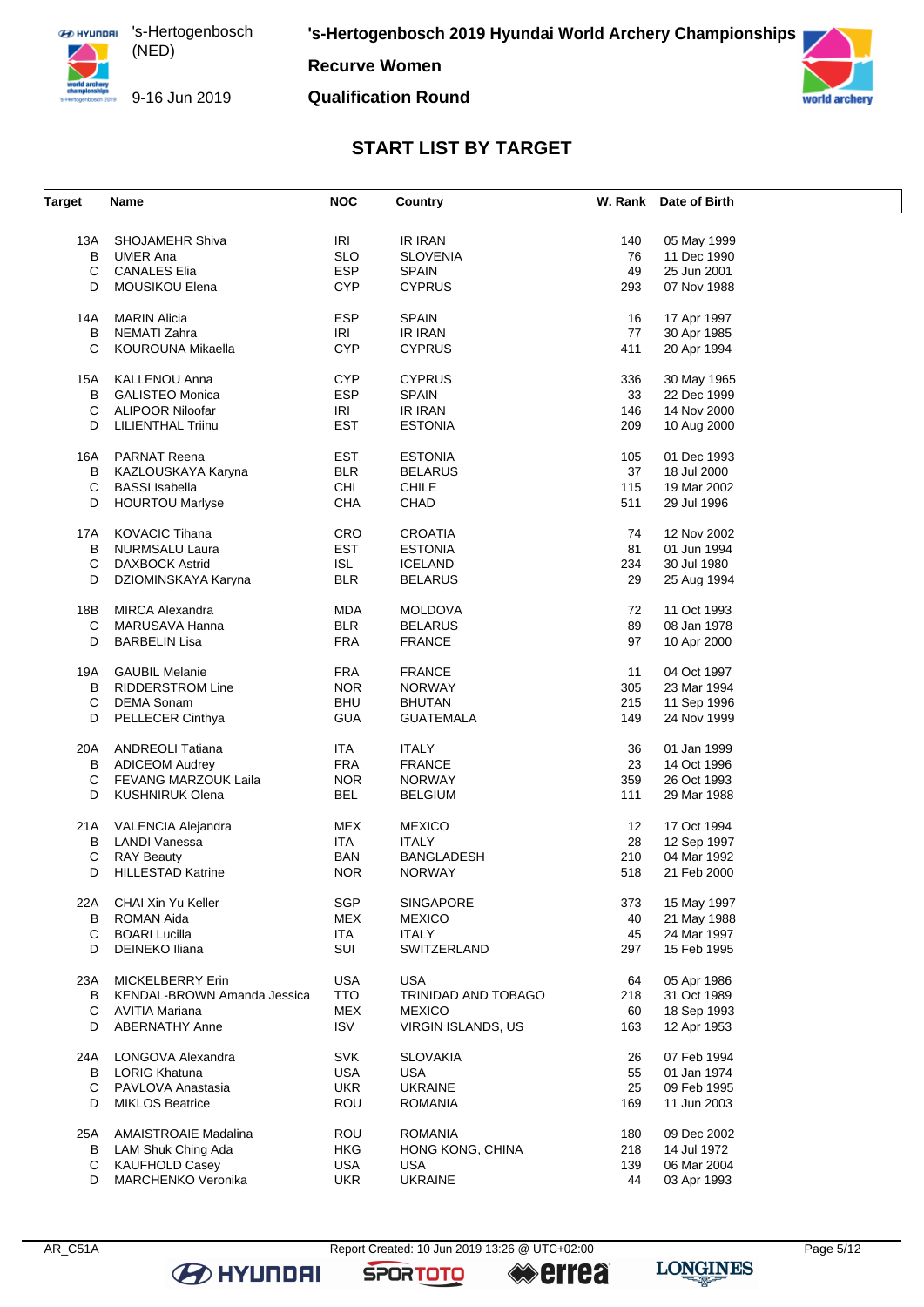# 's-Hertogenbosch 2019 Hyundai World Archery Championships

's-Hertogenbosch (NED)

9-16 Jun 2019

**Recurve Women**

**Qualification Round**

## START LIST BY TARGET

| Target | Name | NOC | Country | W. Rank | Date of Birth |
|---|---|---|---|---|---|
| 13A | SHOJAMEHR Shiva | IRI | IR IRAN | 140 | 05 May 1999 |
| B | UMER Ana | SLO | SLOVENIA | 76 | 11 Dec 1990 |
| C | CANALES Elia | ESP | SPAIN | 49 | 25 Jun 2001 |
| D | MOUSIKOU Elena | CYP | CYPRUS | 293 | 07 Nov 1988 |
| 14A | MARIN Alicia | ESP | SPAIN | 16 | 17 Apr 1997 |
| B | NEMATI Zahra | IRI | IR IRAN | 77 | 30 Apr 1985 |
| C | KOUROUNA Mikaella | CYP | CYPRUS | 411 | 20 Apr 1994 |
| 15A | KALLENOU Anna | CYP | CYPRUS | 336 | 30 May 1965 |
| B | GALISTEO Monica | ESP | SPAIN | 33 | 22 Dec 1999 |
| C | ALIPOOR Niloofar | IRI | IR IRAN | 146 | 14 Nov 2000 |
| D | LILIENTHAL Triinu | EST | ESTONIA | 209 | 10 Aug 2000 |
| 16A | PARNAT Reena | EST | ESTONIA | 105 | 01 Dec 1993 |
| B | KAZLOUSKAYA Karyna | BLR | BELARUS | 37 | 18 Jul 2000 |
| C | BASSI Isabella | CHI | CHILE | 115 | 19 Mar 2002 |
| D | HOURTOU Marlyse | CHA | CHAD | 511 | 29 Jul 1996 |
| 17A | KOVACIC Tihana | CRO | CROATIA | 74 | 12 Nov 2002 |
| B | NURMSALU Laura | EST | ESTONIA | 81 | 01 Jun 1994 |
| C | DAXBOCK Astrid | ISL | ICELAND | 234 | 30 Jul 1980 |
| D | DZIOMINSKAYA Karyna | BLR | BELARUS | 29 | 25 Aug 1994 |
| 18B | MIRCA Alexandra | MDA | MOLDOVA | 72 | 11 Oct 1993 |
| C | MARUSAVA Hanna | BLR | BELARUS | 89 | 08 Jan 1978 |
| D | BARBELIN Lisa | FRA | FRANCE | 97 | 10 Apr 2000 |
| 19A | GAUBIL Melanie | FRA | FRANCE | 11 | 04 Oct 1997 |
| B | RIDDERSTROM Line | NOR | NORWAY | 305 | 23 Mar 1994 |
| C | DEMA Sonam | BHU | BHUTAN | 215 | 11 Sep 1996 |
| D | PELLECER Cinthya | GUA | GUATEMALA | 149 | 24 Nov 1999 |
| 20A | ANDREOLI Tatiana | ITA | ITALY | 36 | 01 Jan 1999 |
| B | ADICEOM Audrey | FRA | FRANCE | 23 | 14 Oct 1996 |
| C | FEVANG MARZOUK Laila | NOR | NORWAY | 359 | 26 Oct 1993 |
| D | KUSHNIRUK Olena | BEL | BELGIUM | 111 | 29 Mar 1988 |
| 21A | VALENCIA Alejandra | MEX | MEXICO | 12 | 17 Oct 1994 |
| B | LANDI Vanessa | ITA | ITALY | 28 | 12 Sep 1997 |
| C | RAY Beauty | BAN | BANGLADESH | 210 | 04 Mar 1992 |
| D | HILLESTAD Katrine | NOR | NORWAY | 518 | 21 Feb 2000 |
| 22A | CHAI Xin Yu Keller | SGP | SINGAPORE | 373 | 15 May 1997 |
| B | ROMAN Aida | MEX | MEXICO | 40 | 21 May 1988 |
| C | BOARI Lucilla | ITA | ITALY | 45 | 24 Mar 1997 |
| D | DEINEKO Iliana | SUI | SWITZERLAND | 297 | 15 Feb 1995 |
| 23A | MICKELBERRY Erin | USA | USA | 64 | 05 Apr 1986 |
| B | KENDAL-BROWN Amanda Jessica | TTO | TRINIDAD AND TOBAGO | 218 | 31 Oct 1989 |
| C | AVITIA Mariana | MEX | MEXICO | 60 | 18 Sep 1993 |
| D | ABERNATHY Anne | ISV | VIRGIN ISLANDS, US | 163 | 12 Apr 1953 |
| 24A | LONGOVA Alexandra | SVK | SLOVAKIA | 26 | 07 Feb 1994 |
| B | LORIG Khatuna | USA | USA | 55 | 01 Jan 1974 |
| C | PAVLOVA Anastasia | UKR | UKRAINE | 25 | 09 Feb 1995 |
| D | MIKLOS Beatrice | ROU | ROMANIA | 169 | 11 Jun 2003 |
| 25A | AMAISTROAIE Madalina | ROU | ROMANIA | 180 | 09 Dec 2002 |
| B | LAM Shuk Ching Ada | HKG | HONG KONG, CHINA | 218 | 14 Jul 1972 |
| C | KAUFHOLD Casey | USA | USA | 139 | 06 Mar 2004 |
| D | MARCHENKO Veronika | UKR | UKRAINE | 44 | 03 Apr 1993 |

AR_C51A Report Created: 10 Jun 2019 13:26 @ UTC+02:00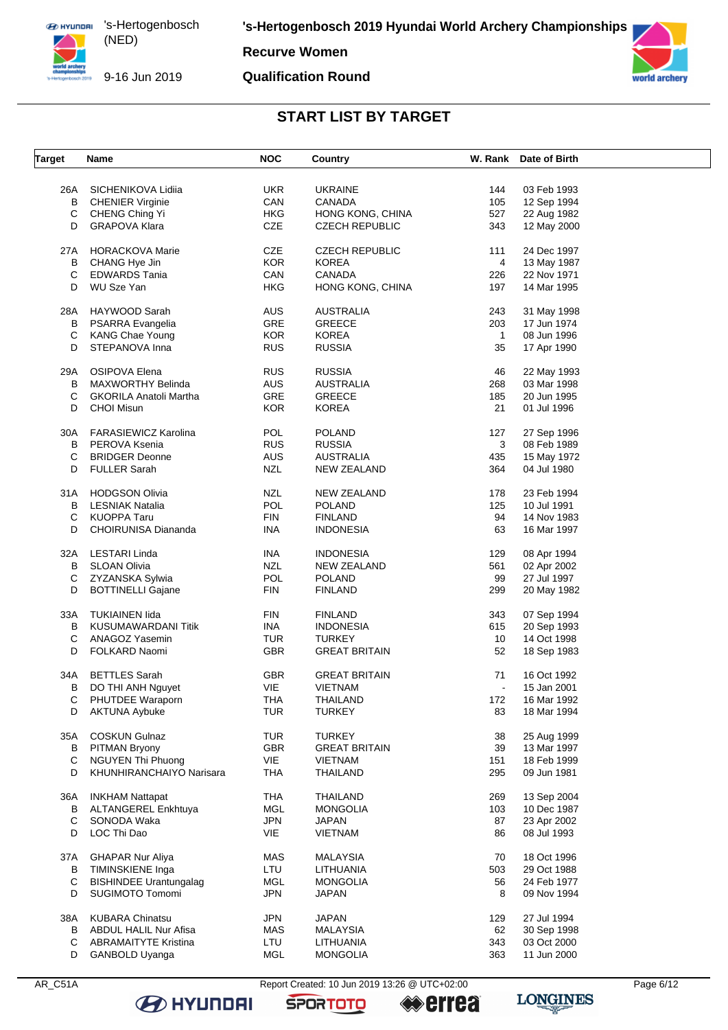# 's-Hertogenbosch 2019 Hyundai World Archery Championships

**Recurve Women**

**Qualification Round**

's-Hertogenbosch (NED)

9-16 Jun 2019

## START LIST BY TARGET

| Target | Name | NOC | Country | W. Rank | Date of Birth |
|---|---|---|---|---|---|
| 26A | SICHENIKOVA Lidiia | UKR | UKRAINE | 144 | 03 Feb 1993 |
| B | CHENIER Virginie | CAN | CANADA | 105 | 12 Sep 1994 |
| C | CHENG Ching Yi | HKG | HONG KONG, CHINA | 527 | 22 Aug 1982 |
| D | GRAPOVA Klara | CZE | CZECH REPUBLIC | 343 | 12 May 2000 |
| 27A | HORACKOVA Marie | CZE | CZECH REPUBLIC | 111 | 24 Dec 1997 |
| B | CHANG Hye Jin | KOR | KOREA | 4 | 13 May 1987 |
| C | EDWARDS Tania | CAN | CANADA | 226 | 22 Nov 1971 |
| D | WU Sze Yan | HKG | HONG KONG, CHINA | 197 | 14 Mar 1995 |
| 28A | HAYWOOD Sarah | AUS | AUSTRALIA | 243 | 31 May 1998 |
| B | PSARRA Evangelia | GRE | GREECE | 203 | 17 Jun 1974 |
| C | KANG Chae Young | KOR | KOREA | 1 | 08 Jun 1996 |
| D | STEPANOVA Inna | RUS | RUSSIA | 35 | 17 Apr 1990 |
| 29A | OSIPOVA Elena | RUS | RUSSIA | 46 | 22 May 1993 |
| B | MAXWORTHY Belinda | AUS | AUSTRALIA | 268 | 03 Mar 1998 |
| C | GKORILA Anatoli Martha | GRE | GREECE | 185 | 20 Jun 1995 |
| D | CHOI Misun | KOR | KOREA | 21 | 01 Jul 1996 |
| 30A | FARASIEWICZ Karolina | POL | POLAND | 127 | 27 Sep 1996 |
| B | PEROVA Ksenia | RUS | RUSSIA | 3 | 08 Feb 1989 |
| C | BRIDGER Deonne | AUS | AUSTRALIA | 435 | 15 May 1972 |
| D | FULLER Sarah | NZL | NEW ZEALAND | 364 | 04 Jul 1980 |
| 31A | HODGSON Olivia | NZL | NEW ZEALAND | 178 | 23 Feb 1994 |
| B | LESNIAK Natalia | POL | POLAND | 125 | 10 Jul 1991 |
| C | KUOPPA Taru | FIN | FINLAND | 94 | 14 Nov 1983 |
| D | CHOIRUNISA Diananda | INA | INDONESIA | 63 | 16 Mar 1997 |
| 32A | LESTARI Linda | INA | INDONESIA | 129 | 08 Apr 1994 |
| B | SLOAN Olivia | NZL | NEW ZEALAND | 561 | 02 Apr 2002 |
| C | ZYZANSKA Sylwia | POL | POLAND | 99 | 27 Jul 1997 |
| D | BOTTINELLI Gajane | FIN | FINLAND | 299 | 20 May 1982 |
| 33A | TUKIAINEN Iida | FIN | FINLAND | 343 | 07 Sep 1994 |
| B | KUSUMAWARDANI Titik | INA | INDONESIA | 615 | 20 Sep 1993 |
| C | ANAGOZ Yasemin | TUR | TURKEY | 10 | 14 Oct 1998 |
| D | FOLKARD Naomi | GBR | GREAT BRITAIN | 52 | 18 Sep 1983 |
| 34A | BETTLES Sarah | GBR | GREAT BRITAIN | 71 | 16 Oct 1992 |
| B | DO THI ANH Nguyet | VIE | VIETNAM | - | 15 Jan 2001 |
| C | PHUTDEE Waraporn | THA | THAILAND | 172 | 16 Mar 1992 |
| D | AKTUNA Aybuke | TUR | TURKEY | 83 | 18 Mar 1994 |
| 35A | COSKUN Gulnaz | TUR | TURKEY | 38 | 25 Aug 1999 |
| B | PITMAN Bryony | GBR | GREAT BRITAIN | 39 | 13 Mar 1997 |
| C | NGUYEN Thi Phuong | VIE | VIETNAM | 151 | 18 Feb 1999 |
| D | KHUNHIRANCHAIYO Narisara | THA | THAILAND | 295 | 09 Jun 1981 |
| 36A | INKHAM Nattapat | THA | THAILAND | 269 | 13 Sep 2004 |
| B | ALTANGEREL Enkhtuya | MGL | MONGOLIA | 103 | 10 Dec 1987 |
| C | SONODA Waka | JPN | JAPAN | 87 | 23 Apr 2002 |
| D | LOC Thi Dao | VIE | VIETNAM | 86 | 08 Jul 1993 |
| 37A | GHAPAR Nur Aliya | MAS | MALAYSIA | 70 | 18 Oct 1996 |
| B | TIMINSKIENE Inga | LTU | LITHUANIA | 503 | 29 Oct 1988 |
| C | BISHINDEE Urantungalag | MGL | MONGOLIA | 56 | 24 Feb 1977 |
| D | SUGIMOTO Tomomi | JPN | JAPAN | 8 | 09 Nov 1994 |
| 38A | KUBARA Chinatsu | JPN | JAPAN | 129 | 27 Jul 1994 |
| B | ABDUL HALIL Nur Afisa | MAS | MALAYSIA | 62 | 30 Sep 1998 |
| C | ABRAMAITYTE Kristina | LTU | LITHUANIA | 343 | 03 Oct 2000 |
| D | GANBOLD Uyanga | MGL | MONGOLIA | 363 | 11 Jun 2000 |

AR_C51A Report Created: 10 Jun 2019 13:26 @ UTC+02:00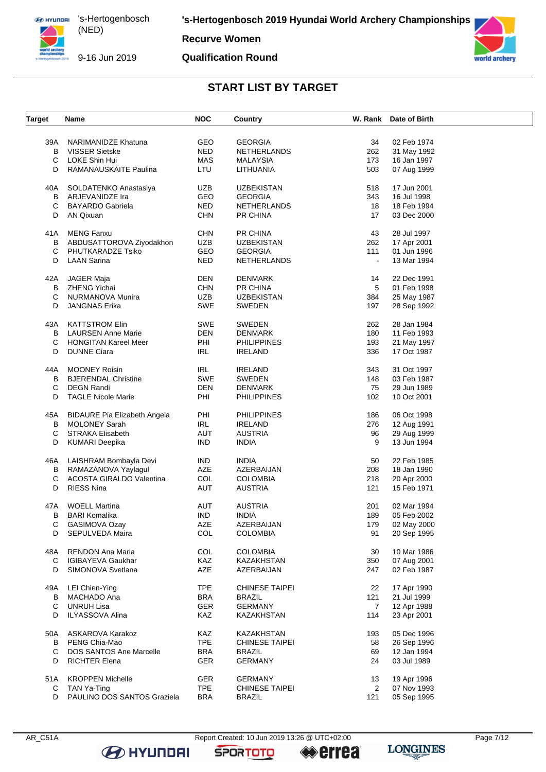# 's-Hertogenbosch 2019 Hyundai World Archery Championships

**Recurve Women**

**Qualification Round**

's-Hertogenbosch (NED)

9-16 Jun 2019

## START LIST BY TARGET

| Target | Name | NOC | Country | W. Rank | Date of Birth |
|---|---|---|---|---|---|
| 39A | NARIMANIDZE Khatuna | GEO | GEORGIA | 34 | 02 Feb 1974 |
| B | VISSER Sietske | NED | NETHERLANDS | 262 | 31 May 1992 |
| C | LOKE Shin Hui | MAS | MALAYSIA | 173 | 16 Jan 1997 |
| D | RAMANAUSKAITE Paulina | LTU | LITHUANIA | 503 | 07 Aug 1999 |
| 40A | SOLDATENKO Anastasiya | UZB | UZBEKISTAN | 518 | 17 Jun 2001 |
| B | ARJEVANIDZE Ira | GEO | GEORGIA | 343 | 16 Jul 1998 |
| C | BAYARDO Gabriela | NED | NETHERLANDS | 18 | 18 Feb 1994 |
| D | AN Qixuan | CHN | PR CHINA | 17 | 03 Dec 2000 |
| 41A | MENG Fanxu | CHN | PR CHINA | 43 | 28 Jul 1997 |
| B | ABDUSATTOROVA Ziyodakhon | UZB | UZBEKISTAN | 262 | 17 Apr 2001 |
| C | PHUTKARADZE Tsiko | GEO | GEORGIA | 111 | 01 Jun 1996 |
| D | LAAN Sarina | NED | NETHERLANDS | - | 13 Mar 1994 |
| 42A | JAGER Maja | DEN | DENMARK | 14 | 22 Dec 1991 |
| B | ZHENG Yichai | CHN | PR CHINA | 5 | 01 Feb 1998 |
| C | NURMANOVA Munira | UZB | UZBEKISTAN | 384 | 25 May 1987 |
| D | JANGNAS Erika | SWE | SWEDEN | 197 | 28 Sep 1992 |
| 43A | KATTSTROM Elin | SWE | SWEDEN | 262 | 28 Jan 1984 |
| B | LAURSEN Anne Marie | DEN | DENMARK | 180 | 11 Feb 1993 |
| C | HONGITAN Kareel Meer | PHI | PHILIPPINES | 193 | 21 May 1997 |
| D | DUNNE Ciara | IRL | IRELAND | 336 | 17 Oct 1987 |
| 44A | MOONEY Roisin | IRL | IRELAND | 343 | 31 Oct 1997 |
| B | BJERENDAL Christine | SWE | SWEDEN | 148 | 03 Feb 1987 |
| C | DEGN Randi | DEN | DENMARK | 75 | 29 Jun 1989 |
| D | TAGLE Nicole Marie | PHI | PHILIPPINES | 102 | 10 Oct 2001 |
| 45A | BIDAURE Pia Elizabeth Angela | PHI | PHILIPPINES | 186 | 06 Oct 1998 |
| B | MOLONEY Sarah | IRL | IRELAND | 276 | 12 Aug 1991 |
| C | STRAKA Elisabeth | AUT | AUSTRIA | 96 | 29 Aug 1999 |
| D | KUMARI Deepika | IND | INDIA | 9 | 13 Jun 1994 |
| 46A | LAISHRAM Bombayla Devi | IND | INDIA | 50 | 22 Feb 1985 |
| B | RAMAZANOVA Yaylagul | AZE | AZERBAIJAN | 208 | 18 Jan 1990 |
| C | ACOSTA GIRALDO Valentina | COL | COLOMBIA | 218 | 20 Apr 2000 |
| D | RIESS Nina | AUT | AUSTRIA | 121 | 15 Feb 1971 |
| 47A | WOELL Martina | AUT | AUSTRIA | 201 | 02 Mar 1994 |
| B | BARI Komalika | IND | INDIA | 189 | 05 Feb 2002 |
| C | GASIMOVA Ozay | AZE | AZERBAIJAN | 179 | 02 May 2000 |
| D | SEPULVEDA Maira | COL | COLOMBIA | 91 | 20 Sep 1995 |
| 48A | RENDON Ana Maria | COL | COLOMBIA | 30 | 10 Mar 1986 |
| C | IGIBAYEVA Gaukhar | KAZ | KAZAKHSTAN | 350 | 07 Aug 2001 |
| D | SIMONOVA Svetlana | AZE | AZERBAIJAN | 247 | 02 Feb 1987 |
| 49A | LEI Chien-Ying | TPE | CHINESE TAIPEI | 22 | 17 Apr 1990 |
| B | MACHADO Ana | BRA | BRAZIL | 121 | 21 Jul 1999 |
| C | UNRUH Lisa | GER | GERMANY | 7 | 12 Apr 1988 |
| D | ILYASSOVA Alina | KAZ | KAZAKHSTAN | 114 | 23 Apr 2001 |
| 50A | ASKAROVA Karakoz | KAZ | KAZAKHSTAN | 193 | 05 Dec 1996 |
| B | PENG Chia-Mao | TPE | CHINESE TAIPEI | 58 | 26 Sep 1996 |
| C | DOS SANTOS Ane Marcelle | BRA | BRAZIL | 69 | 12 Jan 1994 |
| D | RICHTER Elena | GER | GERMANY | 24 | 03 Jul 1989 |
| 51A | KROPPEN Michelle | GER | GERMANY | 13 | 19 Apr 1996 |
| C | TAN Ya-Ting | TPE | CHINESE TAIPEI | 2 | 07 Nov 1993 |
| D | PAULINO DOS SANTOS Graziela | BRA | BRAZIL | 121 | 05 Sep 1995 |

AR_C51A Report Created: 10 Jun 2019 13:26 @ UTC+02:00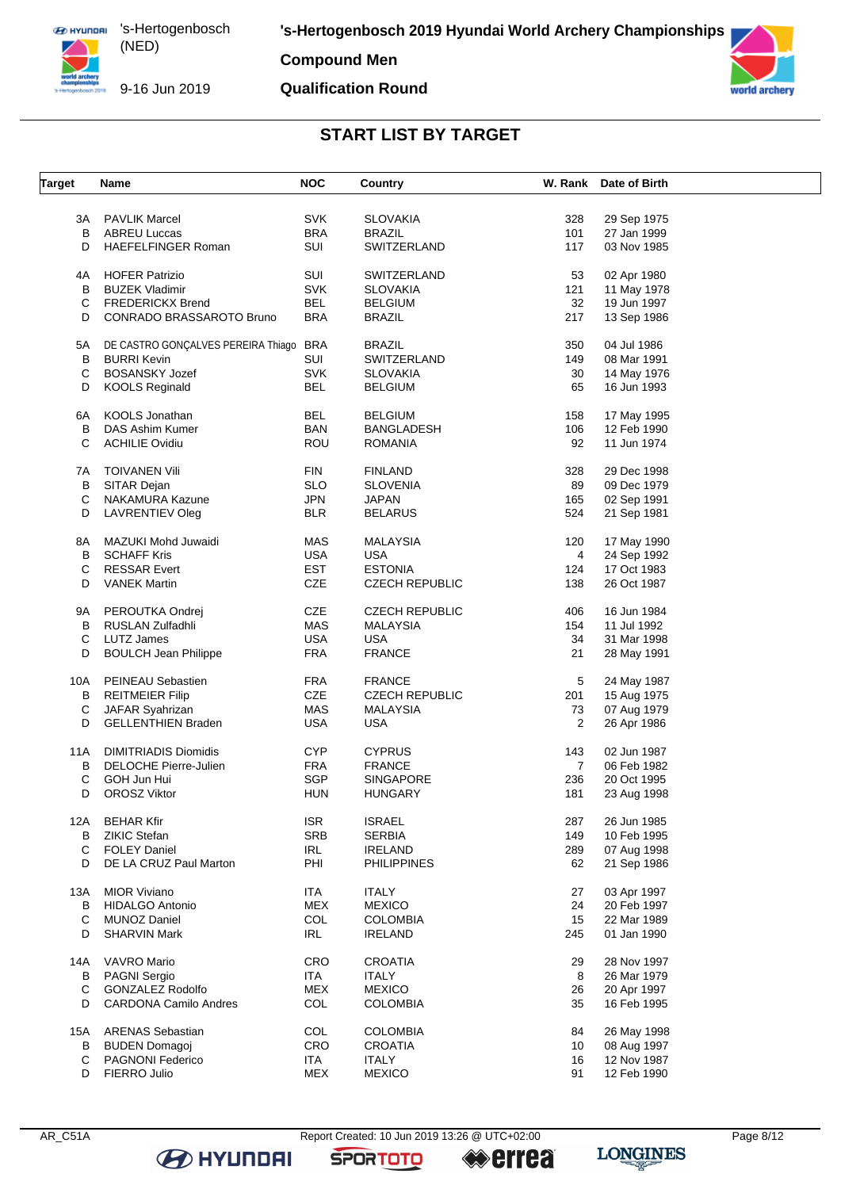# 's-Hertogenbosch 2019 Hyundai World Archery Championships

's-Hertogenbosch (NED)

9-16 Jun 2019

**Compound Men**

**Qualification Round**

## START LIST BY TARGET

| Target | Name | NOC | Country | W. Rank | Date of Birth |
|---|---|---|---|---|---|
| 3A | PAVLIK Marcel | SVK | SLOVAKIA | 328 | 29 Sep 1975 |
| B | ABREU Luccas | BRA | BRAZIL | 101 | 27 Jan 1999 |
| D | HAEFELFINGER Roman | SUI | SWITZERLAND | 117 | 03 Nov 1985 |
| 4A | HOFER Patrizio | SUI | SWITZERLAND | 53 | 02 Apr 1980 |
| B | BUZEK Vladimir | SVK | SLOVAKIA | 121 | 11 May 1978 |
| C | FREDERICKX Brend | BEL | BELGIUM | 32 | 19 Jun 1997 |
| D | CONRADO BRASSAROTO Bruno | BRA | BRAZIL | 217 | 13 Sep 1986 |
| 5A | DE CASTRO GONÇALVES PEREIRA Thiago | BRA | BRAZIL | 350 | 04 Jul 1986 |
| B | BURRI Kevin | SUI | SWITZERLAND | 149 | 08 Mar 1991 |
| C | BOSANSKY Jozef | SVK | SLOVAKIA | 30 | 14 May 1976 |
| D | KOOLS Reginald | BEL | BELGIUM | 65 | 16 Jun 1993 |
| 6A | KOOLS Jonathan | BEL | BELGIUM | 158 | 17 May 1995 |
| B | DAS Ashim Kumer | BAN | BANGLADESH | 106 | 12 Feb 1990 |
| C | ACHILIE Ovidiu | ROU | ROMANIA | 92 | 11 Jun 1974 |
| 7A | TOIVANEN Vili | FIN | FINLAND | 328 | 29 Dec 1998 |
| B | SITAR Dejan | SLO | SLOVENIA | 89 | 09 Dec 1979 |
| C | NAKAMURA Kazune | JPN | JAPAN | 165 | 02 Sep 1991 |
| D | LAVRENTIEV Oleg | BLR | BELARUS | 524 | 21 Sep 1981 |
| 8A | MAZUKI Mohd Juwaidi | MAS | MALAYSIA | 120 | 17 May 1990 |
| B | SCHAFF Kris | USA | USA | 4 | 24 Sep 1992 |
| C | RESSAR Evert | EST | ESTONIA | 124 | 17 Oct 1983 |
| D | VANEK Martin | CZE | CZECH REPUBLIC | 138 | 26 Oct 1987 |
| 9A | PEROUTKA Ondrej | CZE | CZECH REPUBLIC | 406 | 16 Jun 1984 |
| B | RUSLAN Zulfadhli | MAS | MALAYSIA | 154 | 11 Jul 1992 |
| C | LUTZ James | USA | USA | 34 | 31 Mar 1998 |
| D | BOULCH Jean Philippe | FRA | FRANCE | 21 | 28 May 1991 |
| 10A | PEINEAU Sebastien | FRA | FRANCE | 5 | 24 May 1987 |
| B | REITMEIER Filip | CZE | CZECH REPUBLIC | 201 | 15 Aug 1975 |
| C | JAFAR Syahrizan | MAS | MALAYSIA | 73 | 07 Aug 1979 |
| D | GELLENTHIEN Braden | USA | USA | 2 | 26 Apr 1986 |
| 11A | DIMITRIADIS Diomidis | CYP | CYPRUS | 143 | 02 Jun 1987 |
| B | DELOCHE Pierre-Julien | FRA | FRANCE | 7 | 06 Feb 1982 |
| C | GOH Jun Hui | SGP | SINGAPORE | 236 | 20 Oct 1995 |
| D | OROSZ Viktor | HUN | HUNGARY | 181 | 23 Aug 1998 |
| 12A | BEHAR Kfir | ISR | ISRAEL | 287 | 26 Jun 1985 |
| B | ZIKIC Stefan | SRB | SERBIA | 149 | 10 Feb 1995 |
| C | FOLEY Daniel | IRL | IRELAND | 289 | 07 Aug 1998 |
| D | DE LA CRUZ Paul Marton | PHI | PHILIPPINES | 62 | 21 Sep 1986 |
| 13A | MIOR Viviano | ITA | ITALY | 27 | 03 Apr 1997 |
| B | HIDALGO Antonio | MEX | MEXICO | 24 | 20 Feb 1997 |
| C | MUNOZ Daniel | COL | COLOMBIA | 15 | 22 Mar 1989 |
| D | SHARVIN Mark | IRL | IRELAND | 245 | 01 Jan 1990 |
| 14A | VAVRO Mario | CRO | CROATIA | 29 | 28 Nov 1997 |
| B | PAGNI Sergio | ITA | ITALY | 8 | 26 Mar 1979 |
| C | GONZALEZ Rodolfo | MEX | MEXICO | 26 | 20 Apr 1997 |
| D | CARDONA Camilo Andres | COL | COLOMBIA | 35 | 16 Feb 1995 |
| 15A | ARENAS Sebastian | COL | COLOMBIA | 84 | 26 May 1998 |
| B | BUDEN Domagoj | CRO | CROATIA | 10 | 08 Aug 1997 |
| C | PAGNONI Federico | ITA | ITALY | 16 | 12 Nov 1987 |
| D | FIERRO Julio | MEX | MEXICO | 91 | 12 Feb 1990 |

AR_C51A Report Created: 10 Jun 2019 13:26 @ UTC+02:00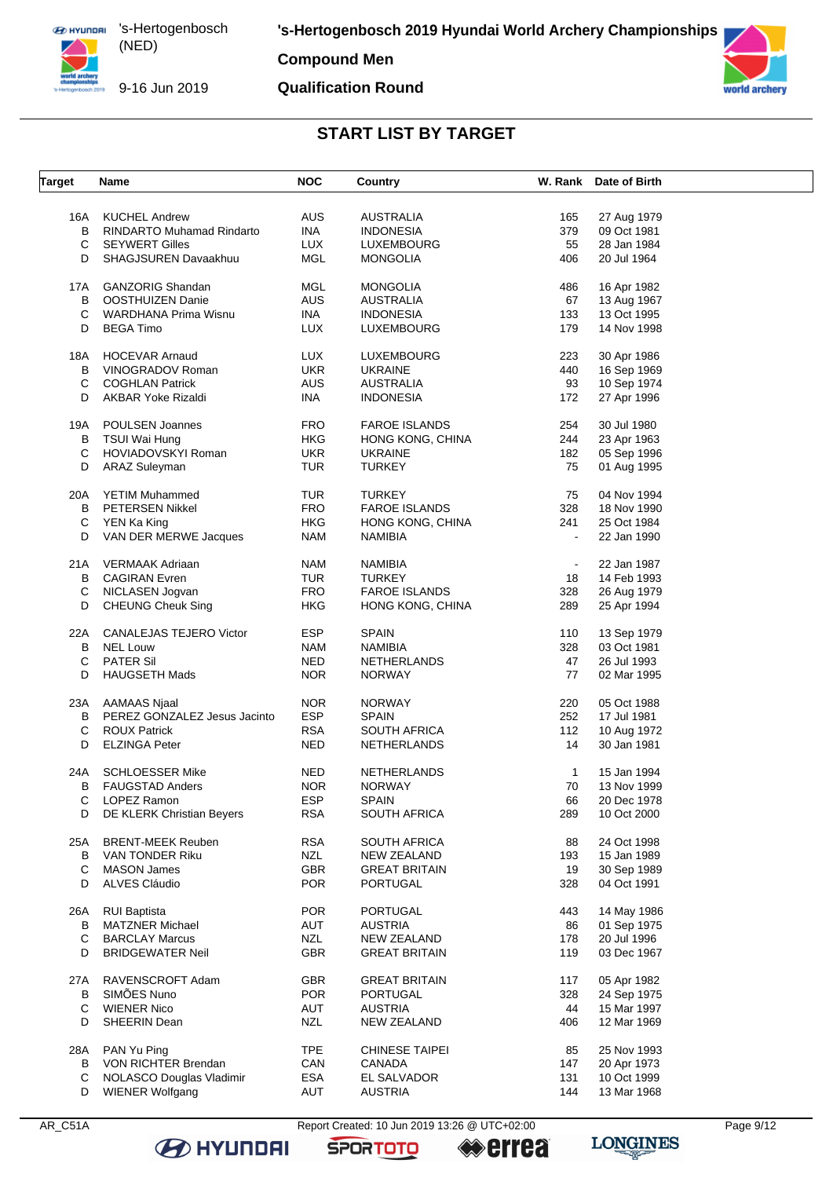# 's-Hertogenbosch 2019 Hyundai World Archery Championships

## Compound Men

## Qualification Round

's-Hertogenbosch (NED)

9-16 Jun 2019

### START LIST BY TARGET

| Target | Name | NOC | Country | W. Rank | Date of Birth |
|---|---|---|---|---|---|
| 16A | KUCHEL Andrew | AUS | AUSTRALIA | 165 | 27 Aug 1979 |
| B | RINDARTO Muhamad Rindarto | INA | INDONESIA | 379 | 09 Oct 1981 |
| C | SEYWERT Gilles | LUX | LUXEMBOURG | 55 | 28 Jan 1984 |
| D | SHAGJSUREN Davaakhuu | MGL | MONGOLIA | 406 | 20 Jul 1964 |
| 17A | GANZORIG Shandan | MGL | MONGOLIA | 486 | 16 Apr 1982 |
| B | OOSTHUIZEN Danie | AUS | AUSTRALIA | 67 | 13 Aug 1967 |
| C | WARDHANA Prima Wisnu | INA | INDONESIA | 133 | 13 Oct 1995 |
| D | BEGA Timo | LUX | LUXEMBOURG | 179 | 14 Nov 1998 |
| 18A | HOCEVAR Arnaud | LUX | LUXEMBOURG | 223 | 30 Apr 1986 |
| B | VINOGRADOV Roman | UKR | UKRAINE | 440 | 16 Sep 1969 |
| C | COGHLAN Patrick | AUS | AUSTRALIA | 93 | 10 Sep 1974 |
| D | AKBAR Yoke Rizaldi | INA | INDONESIA | 172 | 27 Apr 1996 |
| 19A | POULSEN Joannes | FRO | FAROE ISLANDS | 254 | 30 Jul 1980 |
| B | TSUI Wai Hung | HKG | HONG KONG, CHINA | 244 | 23 Apr 1963 |
| C | HOVIADOVSKYI Roman | UKR | UKRAINE | 182 | 05 Sep 1996 |
| D | ARAZ Suleyman | TUR | TURKEY | 75 | 01 Aug 1995 |
| 20A | YETIM Muhammed | TUR | TURKEY | 75 | 04 Nov 1994 |
| B | PETERSEN Nikkel | FRO | FAROE ISLANDS | 328 | 18 Nov 1990 |
| C | YEN Ka King | HKG | HONG KONG, CHINA | 241 | 25 Oct 1984 |
| D | VAN DER MERWE Jacques | NAM | NAMIBIA | - | 22 Jan 1990 |
| 21A | VERMAAK Adriaan | NAM | NAMIBIA | - | 22 Jan 1987 |
| B | CAGIRAN Evren | TUR | TURKEY | 18 | 14 Feb 1993 |
| C | NICLASEN Jogvan | FRO | FAROE ISLANDS | 328 | 26 Aug 1979 |
| D | CHEUNG Cheuk Sing | HKG | HONG KONG, CHINA | 289 | 25 Apr 1994 |
| 22A | CANALEJAS TEJERO Victor | ESP | SPAIN | 110 | 13 Sep 1979 |
| B | NEL Louw | NAM | NAMIBIA | 328 | 03 Oct 1981 |
| C | PATER Sil | NED | NETHERLANDS | 47 | 26 Jul 1993 |
| D | HAUGSETH Mads | NOR | NORWAY | 77 | 02 Mar 1995 |
| 23A | AAMAAS Njaal | NOR | NORWAY | 220 | 05 Oct 1988 |
| B | PEREZ GONZALEZ Jesus Jacinto | ESP | SPAIN | 252 | 17 Jul 1981 |
| C | ROUX Patrick | RSA | SOUTH AFRICA | 112 | 10 Aug 1972 |
| D | ELZINGA Peter | NED | NETHERLANDS | 14 | 30 Jan 1981 |
| 24A | SCHLOESSER Mike | NED | NETHERLANDS | 1 | 15 Jan 1994 |
| B | FAUGSTAD Anders | NOR | NORWAY | 70 | 13 Nov 1999 |
| C | LOPEZ Ramon | ESP | SPAIN | 66 | 20 Dec 1978 |
| D | DE KLERK Christian Beyers | RSA | SOUTH AFRICA | 289 | 10 Oct 2000 |
| 25A | BRENT-MEEK Reuben | RSA | SOUTH AFRICA | 88 | 24 Oct 1998 |
| B | VAN TONDER Riku | NZL | NEW ZEALAND | 193 | 15 Jan 1989 |
| C | MASON James | GBR | GREAT BRITAIN | 19 | 30 Sep 1989 |
| D | ALVES Cláudio | POR | PORTUGAL | 328 | 04 Oct 1991 |
| 26A | RUI Baptista | POR | PORTUGAL | 443 | 14 May 1986 |
| B | MATZNER Michael | AUT | AUSTRIA | 86 | 01 Sep 1975 |
| C | BARCLAY Marcus | NZL | NEW ZEALAND | 178 | 20 Jul 1996 |
| D | BRIDGEWATER Neil | GBR | GREAT BRITAIN | 119 | 03 Dec 1967 |
| 27A | RAVENSCROFT Adam | GBR | GREAT BRITAIN | 117 | 05 Apr 1982 |
| B | SIMÕES Nuno | POR | PORTUGAL | 328 | 24 Sep 1975 |
| C | WIENER Nico | AUT | AUSTRIA | 44 | 15 Mar 1997 |
| D | SHEERIN Dean | NZL | NEW ZEALAND | 406 | 12 Mar 1969 |
| 28A | PAN Yu Ping | TPE | CHINESE TAIPEI | 85 | 25 Nov 1993 |
| B | VON RICHTER Brendan | CAN | CANADA | 147 | 20 Apr 1973 |
| C | NOLASCO Douglas Vladimir | ESA | EL SALVADOR | 131 | 10 Oct 1999 |
| D | WIENER Wolfgang | AUT | AUSTRIA | 144 | 13 Mar 1968 |

AR_C51A Report Created: 10 Jun 2019 13:26 @ UTC+02:00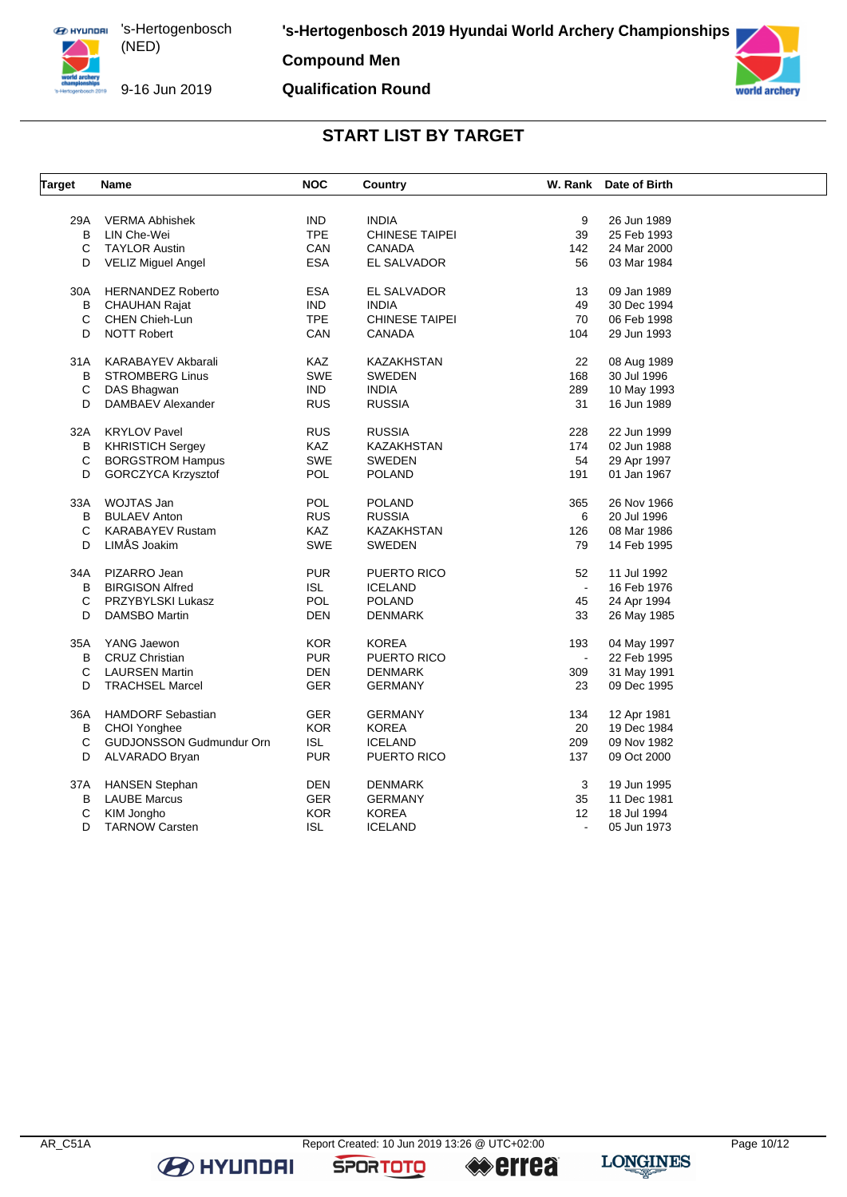# 's-Hertogenbosch 2019 Hyundai World Archery Championships

's-Hertogenbosch (NED)

9-16 Jun 2019

**Compound Men**

**Qualification Round**

## START LIST BY TARGET

| Target | Name | NOC | Country | W. Rank | Date of Birth |
|---|---|---|---|---|---|
| 29A | VERMA Abhishek | IND | INDIA | 9 | 26 Jun 1989 |
| B | LIN Che-Wei | TPE | CHINESE TAIPEI | 39 | 25 Feb 1993 |
| C | TAYLOR Austin | CAN | CANADA | 142 | 24 Mar 2000 |
| D | VELIZ Miguel Angel | ESA | EL SALVADOR | 56 | 03 Mar 1984 |
| 30A | HERNANDEZ Roberto | ESA | EL SALVADOR | 13 | 09 Jan 1989 |
| B | CHAUHAN Rajat | IND | INDIA | 49 | 30 Dec 1994 |
| C | CHEN Chieh-Lun | TPE | CHINESE TAIPEI | 70 | 06 Feb 1998 |
| D | NOTT Robert | CAN | CANADA | 104 | 29 Jun 1993 |
| 31A | KARABAYEV Akbarali | KAZ | KAZAKHSTAN | 22 | 08 Aug 1989 |
| B | STROMBERG Linus | SWE | SWEDEN | 168 | 30 Jul 1996 |
| C | DAS Bhagwan | IND | INDIA | 289 | 10 May 1993 |
| D | DAMBAEV Alexander | RUS | RUSSIA | 31 | 16 Jun 1989 |
| 32A | KRYLOV Pavel | RUS | RUSSIA | 228 | 22 Jun 1999 |
| B | KHRISTICH Sergey | KAZ | KAZAKHSTAN | 174 | 02 Jun 1988 |
| C | BORGSTROM Hampus | SWE | SWEDEN | 54 | 29 Apr 1997 |
| D | GORCZYCA Krzysztof | POL | POLAND | 191 | 01 Jan 1967 |
| 33A | WOJTAS Jan | POL | POLAND | 365 | 26 Nov 1966 |
| B | BULAEV Anton | RUS | RUSSIA | 6 | 20 Jul 1996 |
| C | KARABAYEV Rustam | KAZ | KAZAKHSTAN | 126 | 08 Mar 1986 |
| D | LIMÅS Joakim | SWE | SWEDEN | 79 | 14 Feb 1995 |
| 34A | PIZARRO Jean | PUR | PUERTO RICO | 52 | 11 Jul 1992 |
| B | BIRGISON Alfred | ISL | ICELAND | - | 16 Feb 1976 |
| C | PRZYBYLSKI Lukasz | POL | POLAND | 45 | 24 Apr 1994 |
| D | DAMSBO Martin | DEN | DENMARK | 33 | 26 May 1985 |
| 35A | YANG Jaewon | KOR | KOREA | 193 | 04 May 1997 |
| B | CRUZ Christian | PUR | PUERTO RICO | - | 22 Feb 1995 |
| C | LAURSEN Martin | DEN | DENMARK | 309 | 31 May 1991 |
| D | TRACHSEL Marcel | GER | GERMANY | 23 | 09 Dec 1995 |
| 36A | HAMDORF Sebastian | GER | GERMANY | 134 | 12 Apr 1981 |
| B | CHOI Yonghee | KOR | KOREA | 20 | 19 Dec 1984 |
| C | GUDJONSSON Gudmundur Orn | ISL | ICELAND | 209 | 09 Nov 1982 |
| D | ALVARADO Bryan | PUR | PUERTO RICO | 137 | 09 Oct 2000 |
| 37A | HANSEN Stephan | DEN | DENMARK | 3 | 19 Jun 1995 |
| B | LAUBE Marcus | GER | GERMANY | 35 | 11 Dec 1981 |
| C | KIM Jongho | KOR | KOREA | 12 | 18 Jul 1994 |
| D | TARNOW Carsten | ISL | ICELAND | - | 05 Jun 1973 |

AR_C51A Report Created: 10 Jun 2019 13:26 @ UTC+02:00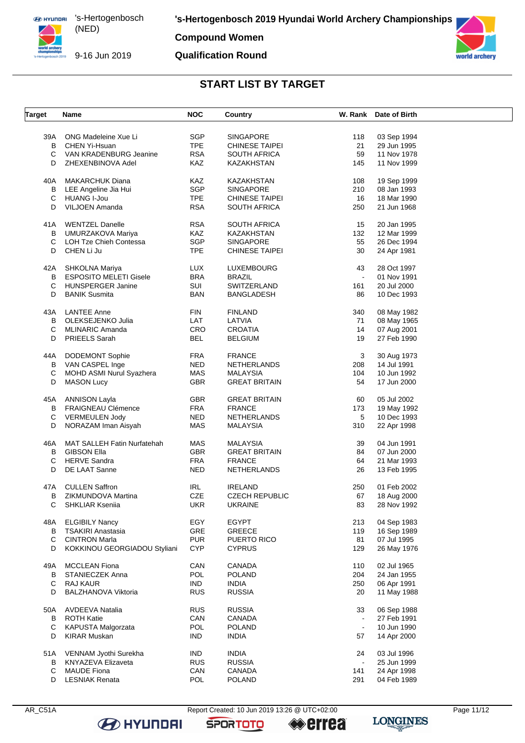# 's-Hertogenbosch 2019 Hyundai World Archery Championships

**Compound Women**

**Qualification Round**

's-Hertogenbosch (NED)

9-16 Jun 2019

## START LIST BY TARGET

| Target | Name | NOC | Country | W. Rank | Date of Birth |
|---|---|---|---|---|---|
| 39A | ONG Madeleine Xue Li | SGP | SINGAPORE | 118 | 03 Sep 1994 |
| B | CHEN Yi-Hsuan | TPE | CHINESE TAIPEI | 21 | 29 Jun 1995 |
| C | VAN KRADENBURG Jeanine | RSA | SOUTH AFRICA | 59 | 11 Nov 1978 |
| D | ZHEXENBINOVA Adel | KAZ | KAZAKHSTAN | 145 | 11 Nov 1999 |
| 40A | MAKARCHUK Diana | KAZ | KAZAKHSTAN | 108 | 19 Sep 1999 |
| B | LEE Angeline Jia Hui | SGP | SINGAPORE | 210 | 08 Jan 1993 |
| C | HUANG I-Jou | TPE | CHINESE TAIPEI | 16 | 18 Mar 1990 |
| D | VILJOEN Amanda | RSA | SOUTH AFRICA | 250 | 21 Jun 1968 |
| 41A | WENTZEL Danelle | RSA | SOUTH AFRICA | 15 | 20 Jan 1995 |
| B | UMURZAKOVA Mariya | KAZ | KAZAKHSTAN | 132 | 12 Mar 1999 |
| C | LOH Tze Chieh Contessa | SGP | SINGAPORE | 55 | 26 Dec 1994 |
| D | CHEN Li Ju | TPE | CHINESE TAIPEI | 30 | 24 Apr 1981 |
| 42A | SHKOLNA Mariya | LUX | LUXEMBOURG | 43 | 28 Oct 1997 |
| B | ESPOSITO MELETI Gisele | BRA | BRAZIL | - | 01 Nov 1991 |
| C | HUNSPERGER Janine | SUI | SWITZERLAND | 161 | 20 Jul 2000 |
| D | BANIK Susmita | BAN | BANGLADESH | 86 | 10 Dec 1993 |
| 43A | LANTEE Anne | FIN | FINLAND | 340 | 08 May 1982 |
| B | OLEKSEJENKO Julia | LAT | LATVIA | 71 | 08 May 1965 |
| C | MLINARIC Amanda | CRO | CROATIA | 14 | 07 Aug 2001 |
| D | PRIEELS Sarah | BEL | BELGIUM | 19 | 27 Feb 1990 |
| 44A | DODEMONT Sophie | FRA | FRANCE | 3 | 30 Aug 1973 |
| B | VAN CASPEL Inge | NED | NETHERLANDS | 208 | 14 Jul 1991 |
| C | MOHD ASMI Nurul Syazhera | MAS | MALAYSIA | 104 | 10 Jun 1992 |
| D | MASON Lucy | GBR | GREAT BRITAIN | 54 | 17 Jun 2000 |
| 45A | ANNISON Layla | GBR | GREAT BRITAIN | 60 | 05 Jul 2002 |
| B | FRAIGNEAU Clémence | FRA | FRANCE | 173 | 19 May 1992 |
| C | VERMEULEN Jody | NED | NETHERLANDS | 5 | 10 Dec 1993 |
| D | NORAZAM Iman Aisyah | MAS | MALAYSIA | 310 | 22 Apr 1998 |
| 46A | MAT SALLEH Fatin Nurfatehah | MAS | MALAYSIA | 39 | 04 Jun 1991 |
| B | GIBSON Ella | GBR | GREAT BRITAIN | 84 | 07 Jun 2000 |
| C | HERVE Sandra | FRA | FRANCE | 64 | 21 Mar 1993 |
| D | DE LAAT Sanne | NED | NETHERLANDS | 26 | 13 Feb 1995 |
| 47A | CULLEN Saffron | IRL | IRELAND | 250 | 01 Feb 2002 |
| B | ZIKMUNDOVA Martina | CZE | CZECH REPUBLIC | 67 | 18 Aug 2000 |
| C | SHKLIAR Kseniia | UKR | UKRAINE | 83 | 28 Nov 1992 |
| 48A | ELGIBILY Nancy | EGY | EGYPT | 213 | 04 Sep 1983 |
| B | TSAKIRI Anastasia | GRE | GREECE | 119 | 16 Sep 1989 |
| C | CINTRON Marla | PUR | PUERTO RICO | 81 | 07 Jul 1995 |
| D | KOKKINOU GEORGIADOU Styliani | CYP | CYPRUS | 129 | 26 May 1976 |
| 49A | MCCLEAN Fiona | CAN | CANADA | 110 | 02 Jul 1965 |
| B | STANIECZEK Anna | POL | POLAND | 204 | 24 Jan 1955 |
| C | RAJ KAUR | IND | INDIA | 250 | 06 Apr 1991 |
| D | BALZHANOVA Viktoria | RUS | RUSSIA | 20 | 11 May 1988 |
| 50A | AVDEEVA Natalia | RUS | RUSSIA | 33 | 06 Sep 1988 |
| B | ROTH Katie | CAN | CANADA | - | 27 Feb 1991 |
| C | KAPUSTA Malgorzata | POL | POLAND | - | 10 Jun 1990 |
| D | KIRAR Muskan | IND | INDIA | 57 | 14 Apr 2000 |
| 51A | VENNAM Jyothi Surekha | IND | INDIA | 24 | 03 Jul 1996 |
| B | KNYAZEVA Elizaveta | RUS | RUSSIA | - | 25 Jun 1999 |
| C | MAUDE Fiona | CAN | CANADA | 141 | 24 Apr 1998 |
| D | LESNIAK Renata | POL | POLAND | 291 | 04 Feb 1989 |

AR_C51A    Report Created: 10 Jun 2019 13:26 @ UTC+02:00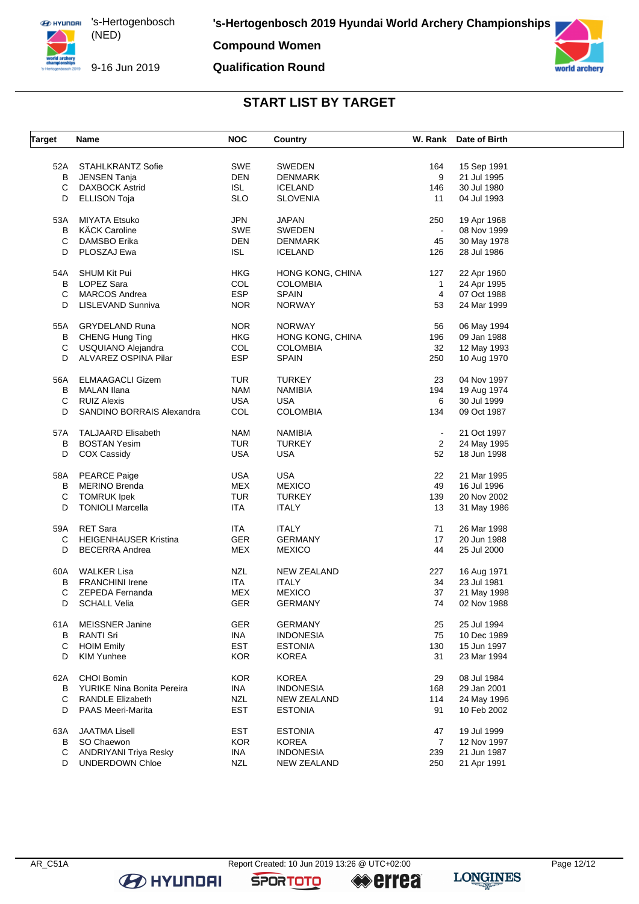# START LIST BY TARGET

| Target | Name | NOC | Country | W. Rank | Date of Birth |
|---|---|---|---|---|---|
| 52A | STAHLKRANTZ Sofie | SWE | SWEDEN | 164 | 15 Sep 1991 |
| B | JENSEN Tanja | DEN | DENMARK | 9 | 21 Jul 1995 |
| C | DAXBOCK Astrid | ISL | ICELAND | 146 | 30 Jul 1980 |
| D | ELLISON Toja | SLO | SLOVENIA | 11 | 04 Jul 1993 |
| 53A | MIYATA Etsuko | JPN | JAPAN | 250 | 19 Apr 1968 |
| B | KÄCK Caroline | SWE | SWEDEN | - | 08 Nov 1999 |
| C | DAMSBO Erika | DEN | DENMARK | 45 | 30 May 1978 |
| D | PLOSZAJ Ewa | ISL | ICELAND | 126 | 28 Jul 1986 |
| 54A | SHUM Kit Pui | HKG | HONG KONG, CHINA | 127 | 22 Apr 1960 |
| B | LOPEZ Sara | COL | COLOMBIA | 1 | 24 Apr 1995 |
| C | MARCOS Andrea | ESP | SPAIN | 4 | 07 Oct 1988 |
| D | LISLEVAND Sunniva | NOR | NORWAY | 53 | 24 Mar 1999 |
| 55A | GRYDELAND Runa | NOR | NORWAY | 56 | 06 May 1994 |
| B | CHENG Hung Ting | HKG | HONG KONG, CHINA | 196 | 09 Jan 1988 |
| C | USQUIANO Alejandra | COL | COLOMBIA | 32 | 12 May 1993 |
| D | ALVAREZ OSPINA Pilar | ESP | SPAIN | 250 | 10 Aug 1970 |
| 56A | ELMAAGACLI Gizem | TUR | TURKEY | 23 | 04 Nov 1997 |
| B | MALAN Ilana | NAM | NAMIBIA | 194 | 19 Aug 1974 |
| C | RUIZ Alexis | USA | USA | 6 | 30 Jul 1999 |
| D | SANDINO BORRAIS Alexandra | COL | COLOMBIA | 134 | 09 Oct 1987 |
| 57A | TALJAARD Elisabeth | NAM | NAMIBIA | - | 21 Oct 1997 |
| B | BOSTAN Yesim | TUR | TURKEY | 2 | 24 May 1995 |
| D | COX Cassidy | USA | USA | 52 | 18 Jun 1998 |
| 58A | PEARCE Paige | USA | USA | 22 | 21 Mar 1995 |
| B | MERINO Brenda | MEX | MEXICO | 49 | 16 Jul 1996 |
| C | TOMRUK Ipek | TUR | TURKEY | 139 | 20 Nov 2002 |
| D | TONIOLI Marcella | ITA | ITALY | 13 | 31 May 1986 |
| 59A | RET Sara | ITA | ITALY | 71 | 26 Mar 1998 |
| C | HEIGENHAUSER Kristina | GER | GERMANY | 17 | 20 Jun 1988 |
| D | BECERRA Andrea | MEX | MEXICO | 44 | 25 Jul 2000 |
| 60A | WALKER Lisa | NZL | NEW ZEALAND | 227 | 16 Aug 1971 |
| B | FRANCHINI Irene | ITA | ITALY | 34 | 23 Jul 1981 |
| C | ZEPEDA Fernanda | MEX | MEXICO | 37 | 21 May 1998 |
| D | SCHALL Velia | GER | GERMANY | 74 | 02 Nov 1988 |
| 61A | MEISSNER Janine | GER | GERMANY | 25 | 25 Jul 1994 |
| B | RANTI Sri | INA | INDONESIA | 75 | 10 Dec 1989 |
| C | HOIM Emily | EST | ESTONIA | 130 | 15 Jun 1997 |
| D | KIM Yunhee | KOR | KOREA | 31 | 23 Mar 1994 |
| 62A | CHOI Bomin | KOR | KOREA | 29 | 08 Jul 1984 |
| B | YURIKE Nina Bonita Pereira | INA | INDONESIA | 168 | 29 Jan 2001 |
| C | RANDLE Elizabeth | NZL | NEW ZEALAND | 114 | 24 May 1996 |
| D | PAAS Meeri-Marita | EST | ESTONIA | 91 | 10 Feb 2002 |
| 63A | JAATMA Lisell | EST | ESTONIA | 47 | 19 Jul 1999 |
| B | SO Chaewon | KOR | KOREA | 7 | 12 Nov 1997 |
| C | ANDRIYANI Triya Resky | INA | INDONESIA | 239 | 21 Jun 1987 |
| D | UNDERDOWN Chloe | NZL | NEW ZEALAND | 250 | 21 Apr 1991 |

AR_C51A Report Created: 10 Jun 2019 13:26 @ UTC+02:00